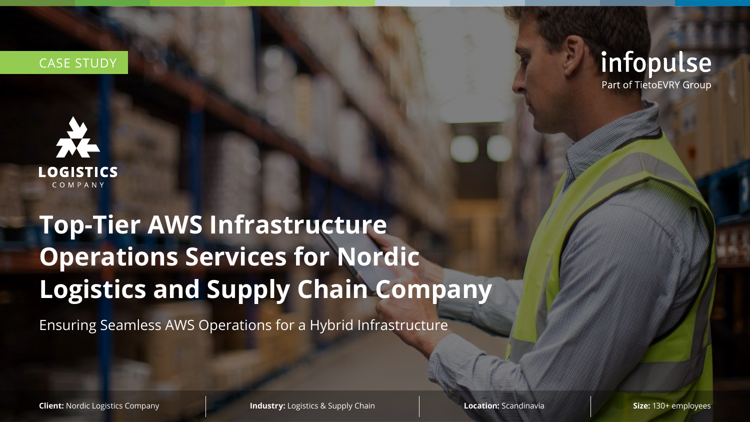CASE STUDY

infopulse
Part of TietoEVRY Group

LOGISTICS
COMPANY

# Top-Tier AWS Infrastructure Operations Services for Nordic Logistics and Supply Chain Company

Ensuring Seamless AWS Operations for a Hybrid Infrastructure

**Client:** Nordic Logistics Company | **Industry:** Logistics & Supply Chain | **Location:** Scandinavia | **Size:** 130+ employees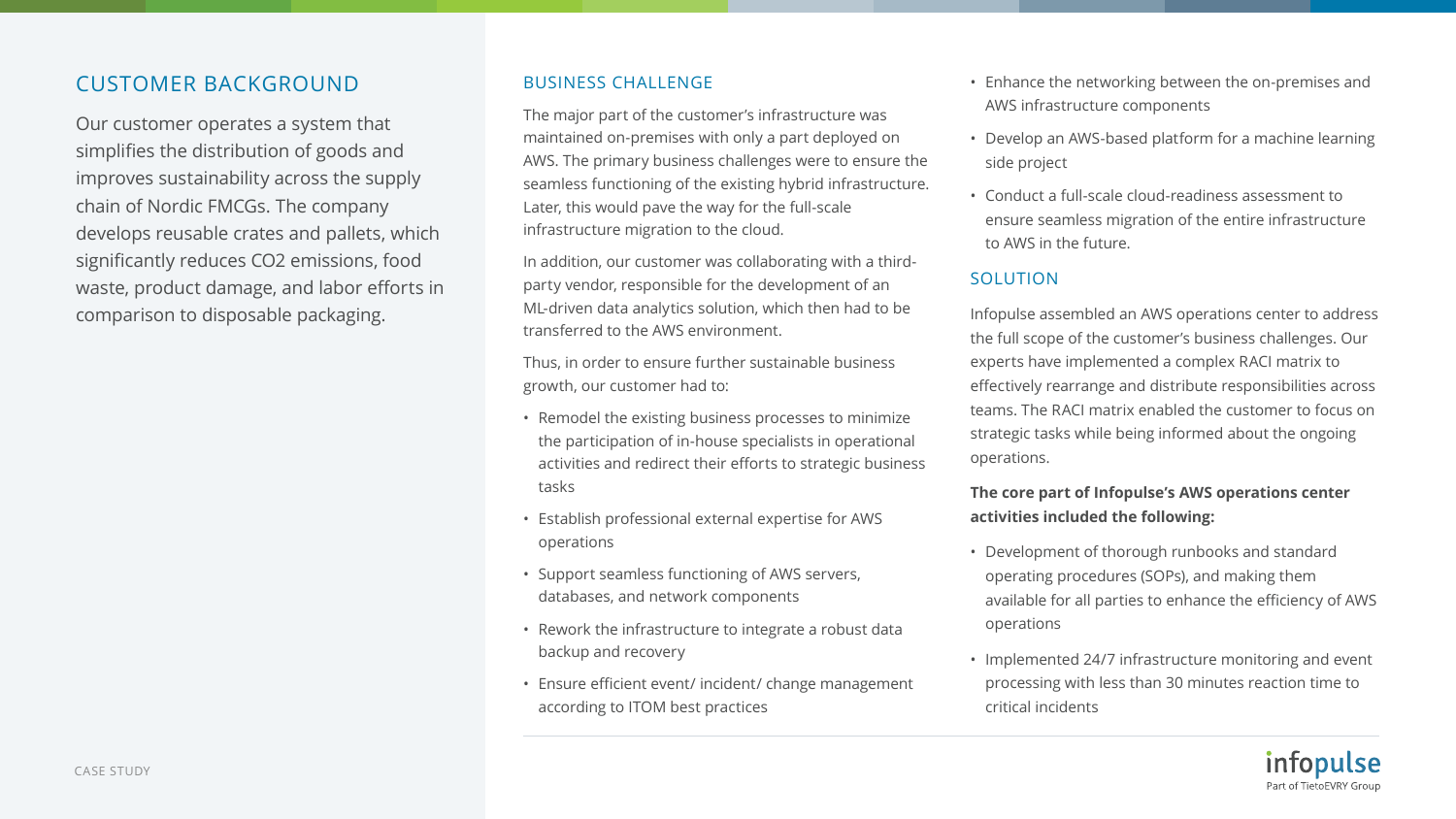## CUSTOMER BACKGROUND

Our customer operates a system that simplifies the distribution of goods and improves sustainability across the supply chain of Nordic FMCGs. The company develops reusable crates and pallets, which significantly reduces $CO_2$ emissions, food waste, product damage, and labor efforts in comparison to disposable packaging.

## BUSINESS CHALLENGE

The major part of the customer's infrastructure was maintained on-premises with only a part deployed on AWS. The primary business challenges were to ensure the seamless functioning of the existing hybrid infrastructure. Later, this would pave the way for the full-scale infrastructure migration to the cloud.

In addition, our customer was collaborating with a third-party vendor, responsible for the development of an ML-driven data analytics solution, which then had to be transferred to the AWS environment.

Thus, in order to ensure further sustainable business growth, our customer had to:

- Remodel the existing business processes to minimize the participation of in-house specialists in operational activities and redirect their efforts to strategic business tasks
- Establish professional external expertise for AWS operations
- Support seamless functioning of AWS servers, databases, and network components
- Rework the infrastructure to integrate a robust data backup and recovery
- Ensure efficient event/ incident/ change management according to ITOM best practices
- Enhance the networking between the on-premises and AWS infrastructure components
- Develop an AWS-based platform for a machine learning side project
- Conduct a full-scale cloud-readiness assessment to ensure seamless migration of the entire infrastructure to AWS in the future.

## SOLUTION

Infopulse assembled an AWS operations center to address the full scope of the customer's business challenges. Our experts have implemented a complex RACI matrix to effectively rearrange and distribute responsibilities across teams. The RACI matrix enabled the customer to focus on strategic tasks while being informed about the ongoing operations.

**The core part of Infopulse's AWS operations center activities included the following:**

- Development of thorough runbooks and standard operating procedures (SOPs), and making them available for all parties to enhance the efficiency of AWS operations
- Implemented 24/7 infrastructure monitoring and event processing with less than 30 minutes reaction time to critical incidents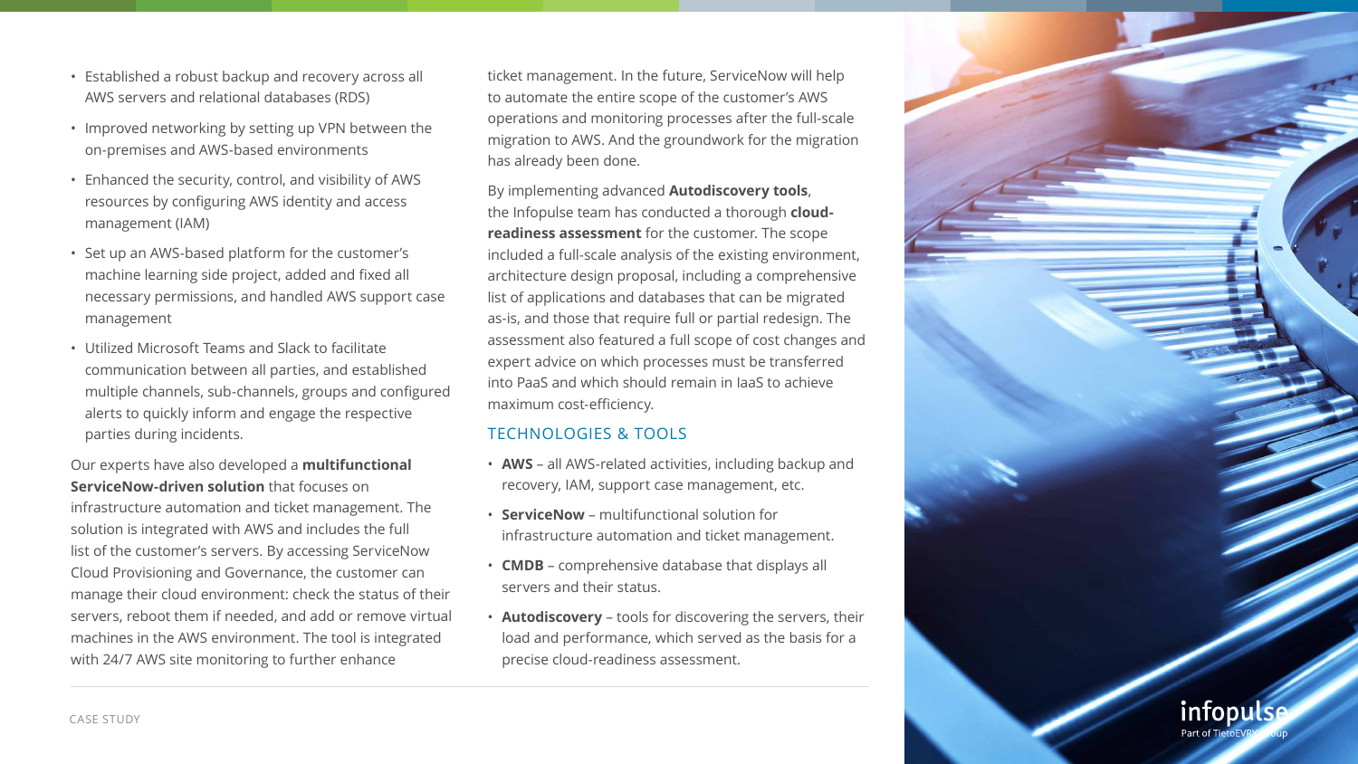- Established a robust backup and recovery across all AWS servers and relational databases (RDS)
- Improved networking by setting up VPN between the on-premises and AWS-based environments
- Enhanced the security, control, and visibility of AWS resources by configuring AWS identity and access management (IAM)
- Set up an AWS-based platform for the customer's machine learning side project, added and fixed all necessary permissions, and handled AWS support case management
- Utilized Microsoft Teams and Slack to facilitate communication between all parties, and established multiple channels, sub-channels, groups and configured alerts to quickly inform and engage the respective parties during incidents.

Our experts have also developed a **multifunctional ServiceNow-driven solution** that focuses on infrastructure automation and ticket management. The solution is integrated with AWS and includes the full list of the customer's servers. By accessing ServiceNow Cloud Provisioning and Governance, the customer can manage their cloud environment: check the status of their servers, reboot them if needed, and add or remove virtual machines in the AWS environment. The tool is integrated with 24/7 AWS site monitoring to further enhance ticket management. In the future, ServiceNow will help to automate the entire scope of the customer's AWS operations and monitoring processes after the full-scale migration to AWS. And the groundwork for the migration has already been done.

By implementing advanced **Autodiscovery tools**, the Infopulse team has conducted a thorough **cloud-readiness assessment** for the customer. The scope included a full-scale analysis of the existing environment, architecture design proposal, including a comprehensive list of applications and databases that can be migrated as-is, and those that require full or partial redesign. The assessment also featured a full scope of cost changes and expert advice on which processes must be transferred into PaaS and which should remain in IaaS to achieve maximum cost-efficiency.

## TECHNOLOGIES & TOOLS

- **AWS** – all AWS-related activities, including backup and recovery, IAM, support case management, etc.
- **ServiceNow** – multifunctional solution for infrastructure automation and ticket management.
- **CMDB** – comprehensive database that displays all servers and their status.
- **Autodiscovery** – tools for discovering the servers, their load and performance, which served as the basis for a precise cloud-readiness assessment.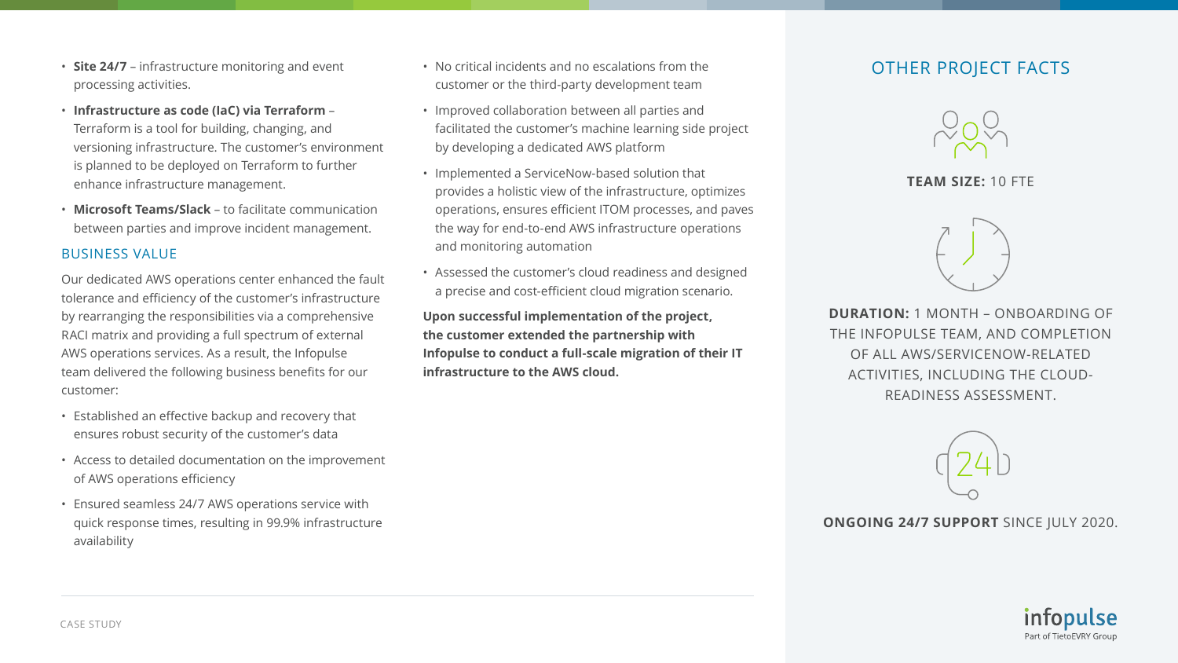- **Site 24/7** – infrastructure monitoring and event processing activities.
- **Infrastructure as code (IaC) via Terraform** – Terraform is a tool for building, changing, and versioning infrastructure. The customer's environment is planned to be deployed on Terraform to further enhance infrastructure management.
- **Microsoft Teams/Slack** – to facilitate communication between parties and improve incident management.

## BUSINESS VALUE

Our dedicated AWS operations center enhanced the fault tolerance and efficiency of the customer's infrastructure by rearranging the responsibilities via a comprehensive RACI matrix and providing a full spectrum of external AWS operations services. As a result, the Infopulse team delivered the following business benefits for our customer:

- Established an effective backup and recovery that ensures robust security of the customer's data
- Access to detailed documentation on the improvement of AWS operations efficiency
- Ensured seamless 24/7 AWS operations service with quick response times, resulting in 99.9% infrastructure availability
- No critical incidents and no escalations from the customer or the third-party development team
- Improved collaboration between all parties and facilitated the customer's machine learning side project by developing a dedicated AWS platform
- Implemented a ServiceNow-based solution that provides a holistic view of the infrastructure, optimizes operations, ensures efficient ITOM processes, and paves the way for end-to-end AWS infrastructure operations and monitoring automation
- Assessed the customer's cloud readiness and designed a precise and cost-efficient cloud migration scenario.

**Upon successful implementation of the project, the customer extended the partnership with Infopulse to conduct a full-scale migration of their IT infrastructure to the AWS cloud.**

## OTHER PROJECT FACTS

**TEAM SIZE:** 10 FTE

**DURATION:** 1 MONTH – ONBOARDING OF THE INFOPULSE TEAM, AND COMPLETION OF ALL AWS/SERVICENOW-RELATED ACTIVITIES, INCLUDING THE CLOUD-READINESS ASSESSMENT.

**ONGOING 24/7 SUPPORT** SINCE JULY 2020.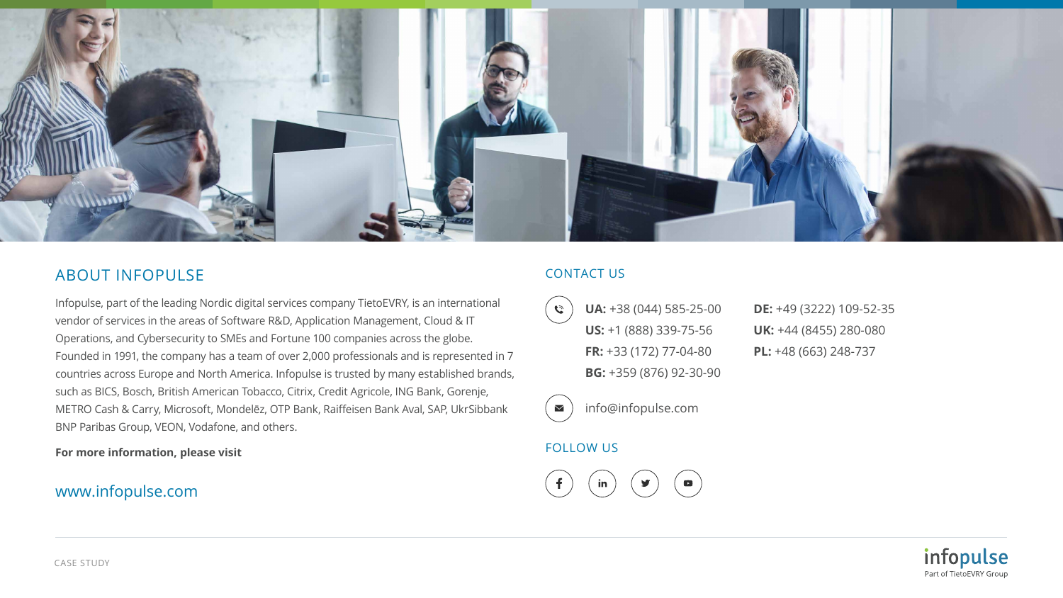## ABOUT INFOPULSE

Infopulse, part of the leading Nordic digital services company TietoEVRY, is an international vendor of services in the areas of Software R&D, Application Management, Cloud & IT Operations, and Cybersecurity to SMEs and Fortune 100 companies across the globe. Founded in 1991, the company has a team of over 2,000 professionals and is represented in 7 countries across Europe and North America. Infopulse is trusted by many established brands, such as BICS, Bosch, British American Tobacco, Citrix, Credit Agricole, ING Bank, Gorenje, METRO Cash & Carry, Microsoft, Mondelēz, OTP Bank, Raiffeisen Bank Aval, SAP, UkrSibbank BNP Paribas Group, VEON, Vodafone, and others.

**For more information, please visit**

www.infopulse.com

## CONTACT US

**UA:** +38 (044) 585-25-00
**US:** +1 (888) 339-75-56
**FR:** +33 (172) 77-04-80
**BG:** +359 (876) 92-30-90
**DE:** +49 (3222) 109-52-35
**UK:** +44 (8455) 280-080
**PL:** +48 (663) 248-737

info@infopulse.com

## FOLLOW US

CASE STUDY

infopulse
Part of TietoEVRY Group